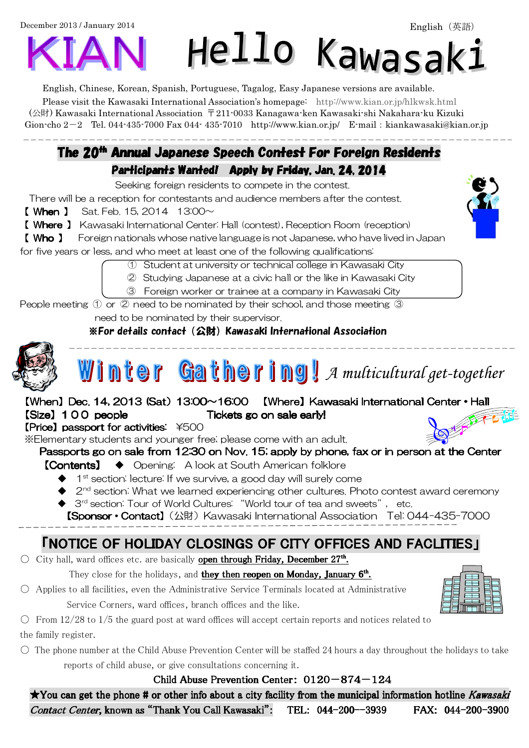December 2013 / January 2014

English（英語）

# KIAN Hello Kawasaki

English, Chinese, Korean, Spanish, Portuguese, Tagalog, Easy Japanese versions are available.

Please visit the Kawasaki International Association's homepage: http://www.kian.or.jp/hlkwsk.html

(公財) Kawasaki International Association 〒211-0033 Kanagawa-ken Kawasaki-shi Nakahara-ku Kizuki Gion-cho 2－2 Tel. 044-435-7000 Fax 044- 435-7010 http://www.kian.or.jp/ E-mail : kiankawasaki@kian.or.jp

---

## The 20th Annual Japanese Speech Contest For Foreign Residents

### Participants Wanted! Apply by Friday, Jan. 24, 2014

Seeking foreign residents to compete in the contest.

There will be a reception for contestants and audience members after the contest.

【 When 】 Sat. Feb. 15, 2014 13:00～

【 Where 】 Kawasaki International Center: Hall (contest), Reception Room (reception)

【 Who 】 Foreign nationals whose native language is not Japanese, who have lived in Japan for five years or less, and who meet at least one of the following qualifications:

① Student at university or technical college in Kawasaki City
② Studying Japanese at a civic hall or the like in Kawasaki City
③ Foreign worker or trainee at a company in Kawasaki City

People meeting ① or ② need to be nominated by their school, and those meeting ③ need to be nominated by their supervisor.

**※For details contact（公財）Kawasaki International Association**

---

## Winter Gathering! *A multicultural get-together*

【When】Dec. 14, 2013 (Sat) 13:00～16:00 【Where】Kawasaki International Center・Hall

【Size】１００ people Tickets go on sale early!

【Price】passport for activities: ¥500

※Elementary students and younger free; please come with an adult.

**Passports go on sale from 12:30 on Nov. 15; apply by phone, fax or in person at the Center**

【Contents】
- Opening: A look at South American folklore
- 1st section: lecture: If we survive, a good day will surely come
- 2nd section: What we learned experiencing other cultures. Photo contest award ceremony
- 3rd section: Tour of World Cultures: "World tour of tea and sweets", etc.

【Sponsor・Contact】（公財）Kawasaki International Association Tel: 044-435-7000

---

## 「NOTICE OF HOLIDAY CLOSINGS OF CITY OFFICES AND FACLITIES」

○ City hall, ward offices etc. are basically <u>open through Friday, December 27th.</u> They close for the holidays, and <u>**they then reopen on Monday, January 6th.**</u>

○ Applies to all facilities, even the Administrative Service Terminals located at Administrative Service Corners, ward offices, branch offices and the like.

○ From 12/28 to 1/5 the guard post at ward offices will accept certain reports and notices related to the family register.

○ The phone number at the Child Abuse Prevention Center will be staffed 24 hours a day throughout the holidays to take reports of child abuse, or give consultations concerning it.

Child Abuse Prevention Center: 0120－874－124

**★You can get the phone # or other info about a city facility from the municipal information hotline *Kawasaki Contact Center*, known as "Thank You Call Kawasaki":** TEL: 044-200--3939 FAX: 044-200-3900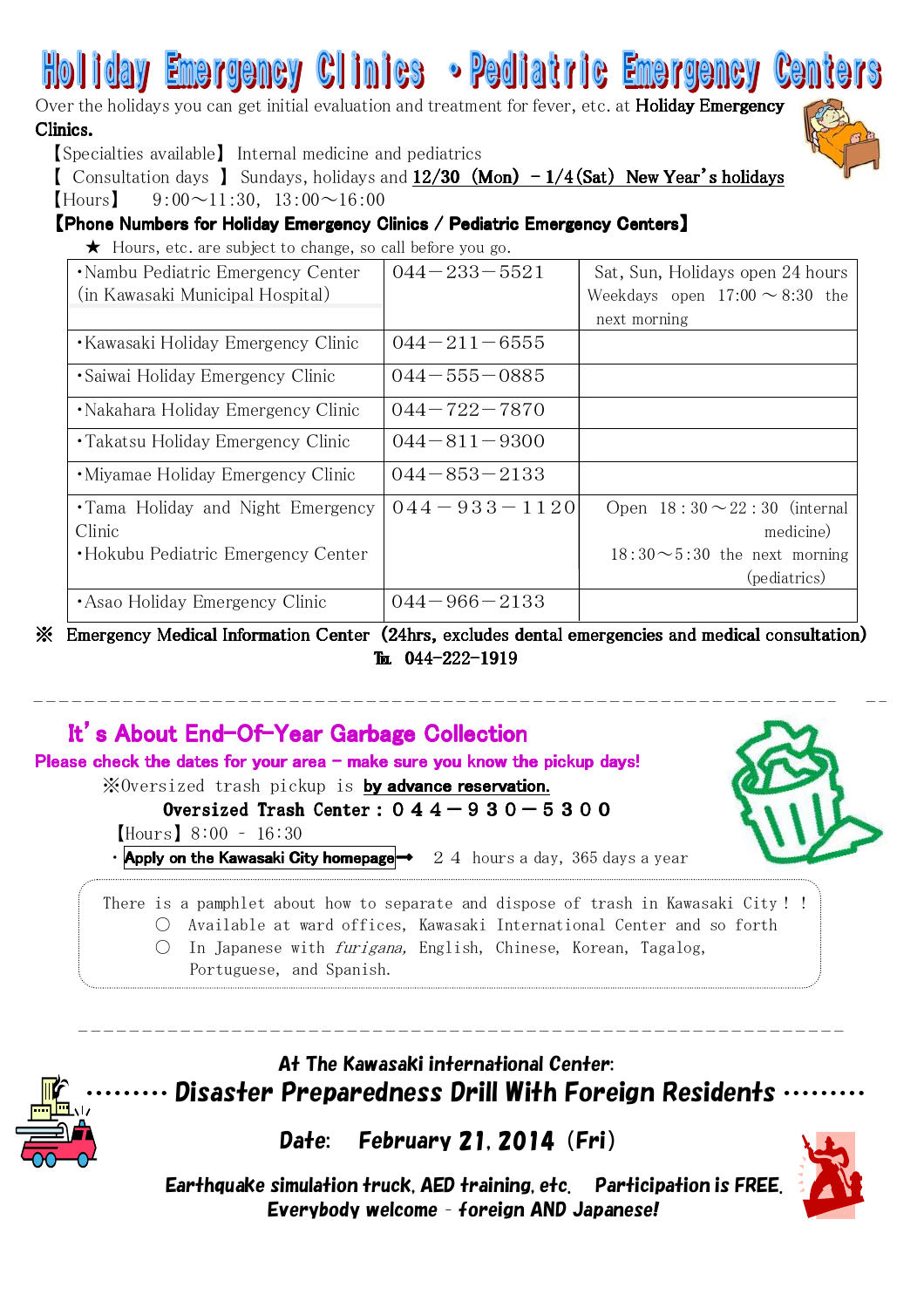# Holiday Emergency Clinics ・Pediatric Emergency Centers

Over the holidays you can get initial evaluation and treatment for fever, etc. at **Holiday Emergency Clinics.**

【Specialties available】 Internal medicine and pediatrics

【 Consultation days 】 Sundays, holidays and **12/30 (Mon) – 1/4(Sat) New Year's holidays**

【Hours】 9:00～11:30, 13:00～16:00

**【Phone Numbers for Holiday Emergency Clinics / Pediatric Emergency Centers】**

★ Hours, etc. are subject to change, so call before you go.

| Clinic | Phone | Notes |
|---|---|---|
| ・Nambu Pediatric Emergency Center (in Kawasaki Municipal Hospital) | 044－233－5521 | Sat, Sun, Holidays open 24 hours<br>Weekdays open 17:00 ～ 8:30 the next morning |
| ・Kawasaki Holiday Emergency Clinic | 044－211－6555 | |
| ・Saiwai Holiday Emergency Clinic | 044－555－0885 | |
| ・Nakahara Holiday Emergency Clinic | 044－722－7870 | |
| ・Takatsu Holiday Emergency Clinic | 044－811－9300 | |
| ・Miyamae Holiday Emergency Clinic | 044－853－2133 | |
| ・Tama Holiday and Night Emergency Clinic<br>・Hokubu Pediatric Emergency Center | 044－933－1120 | Open 18：30～22：30 (internal medicine)<br>18:30～5:30 the next morning (pediatrics) |
| ・Asao Holiday Emergency Clinic | 044－966－2133 | |

※ **Emergency Medical Information Center (24hrs, excludes dental emergencies and medical consultation)**
**Tel. 044-222-1919**

---

## It's About End-Of-Year Garbage Collection

**Please check the dates for your area – make sure you know the pickup days!**

※Oversized trash pickup is **by advance reservation.**

**Oversized Trash Center : ０４４－９３０－５３００**

【Hours】8:00 – 16:30

・**Apply on the Kawasaki City homepage**➞ ２４ hours a day, 365 days a year

There is a pamphlet about how to separate and dispose of trash in Kawasaki City！！

- ○ Available at ward offices, Kawasaki International Center and so forth
- ○ In Japanese with *furigana*, English, Chinese, Korean, Tagalog, Portuguese, and Spanish.

---

***At The Kawasaki international Center:***

## ・・・・・・・・・ *Disaster Preparedness Drill With Foreign Residents* ・・・・・・・・・

***Date: February 21, 2014 (Fri)***

***Earthquake simulation truck, AED training, etc. Participation is FREE.***
***Everybody welcome – foreign AND Japanese!***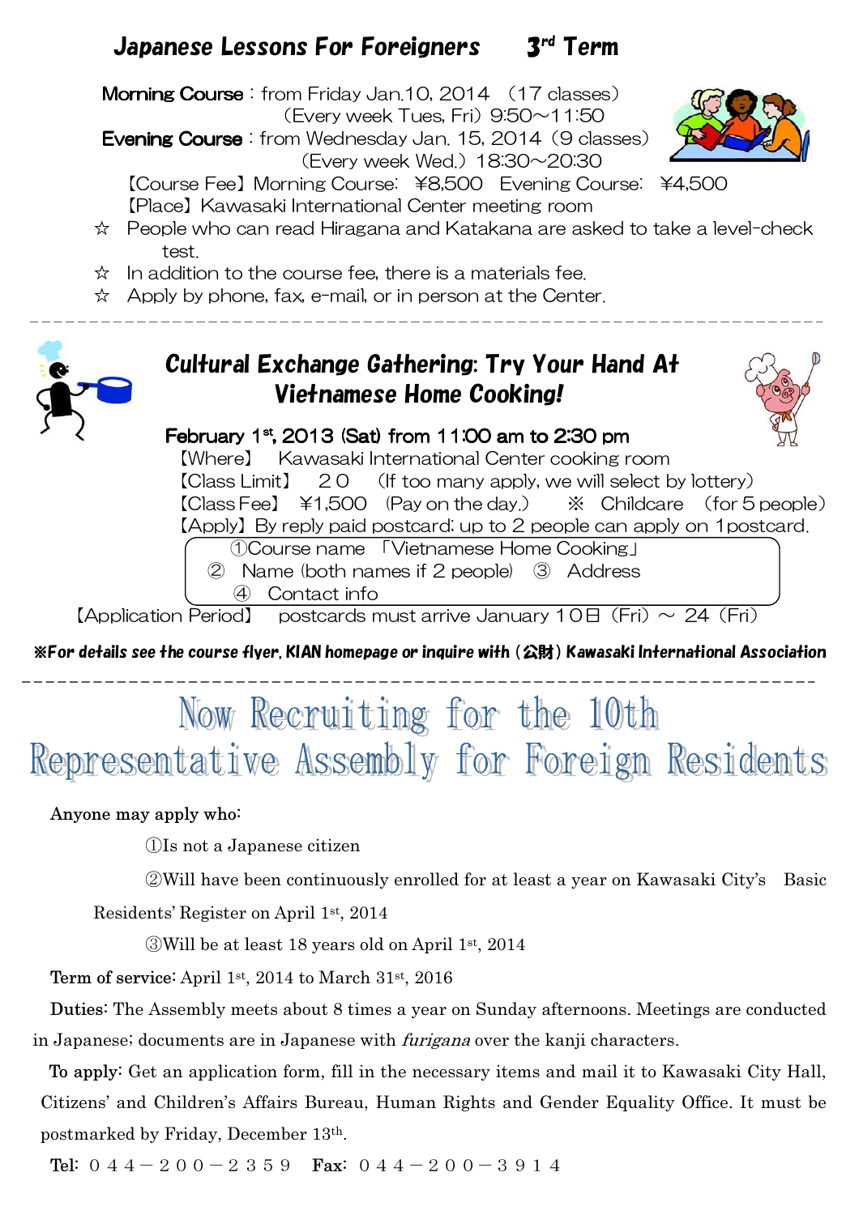# Japanese Lessons For Foreigners 3rd Term

**Morning Course**：from Friday Jan.10, 2014 （17 classes）
（Every week Tues, Fri）9:50～11:50

**Evening Course**：from Wednesday Jan. 15, 2014（9 classes）
（Every week Wed.）18:30～20:30

【Course Fee】Morning Course: ¥8,500 Evening Course: ¥4,500

【Place】Kawasaki International Center meeting room

☆ People who can read Hiragana and Katakana are asked to take a level-check test.

☆ In addition to the course fee, there is a materials fee.

☆ Apply by phone, fax, e-mail, or in person at the Center.

---

## Cultural Exchange Gathering: Try Your Hand At Vietnamese Home Cooking!

**February 1st, 2013 (Sat) from 11:00 am to 2:30 pm**

【Where】 Kawasaki International Center cooking room

【Class Limit】 ２０ （If too many apply, we will select by lottery）

【Class Fee】 ¥1,500 （Pay on the day.） ※ Childcare （for 5 people）

【Apply】By reply paid postcard; up to 2 people can apply on 1postcard.

①Course name 「Vietnamese Home Cooking」
② Name (both names if 2 people) ③ Address
④ Contact info

【Application Period】 postcards must arrive January １０日（Fri）～ 24（Fri）

**※For details see the course flyer, KIAN homepage or inquire with（公財）Kawasaki International Association**

---

# Now Recruiting for the 10th Representative Assembly for Foreign Residents

**Anyone may apply who:**

①Is not a Japanese citizen

②Will have been continuously enrolled for at least a year on Kawasaki City's Basic Residents' Register on April 1st, 2014

③Will be at least 18 years old on April 1st, 2014

**Term of service:** April 1st, 2014 to March 31st, 2016

**Duties:** The Assembly meets about 8 times a year on Sunday afternoons. Meetings are conducted in Japanese; documents are in Japanese with *furigana* over the kanji characters.

**To apply:** Get an application form, fill in the necessary items and mail it to Kawasaki City Hall, Citizens' and Children's Affairs Bureau, Human Rights and Gender Equality Office. It must be postmarked by Friday, December 13th.

**Tel:** ０４４－２００－２３５９ **Fax:** ０４４－２００－３９１４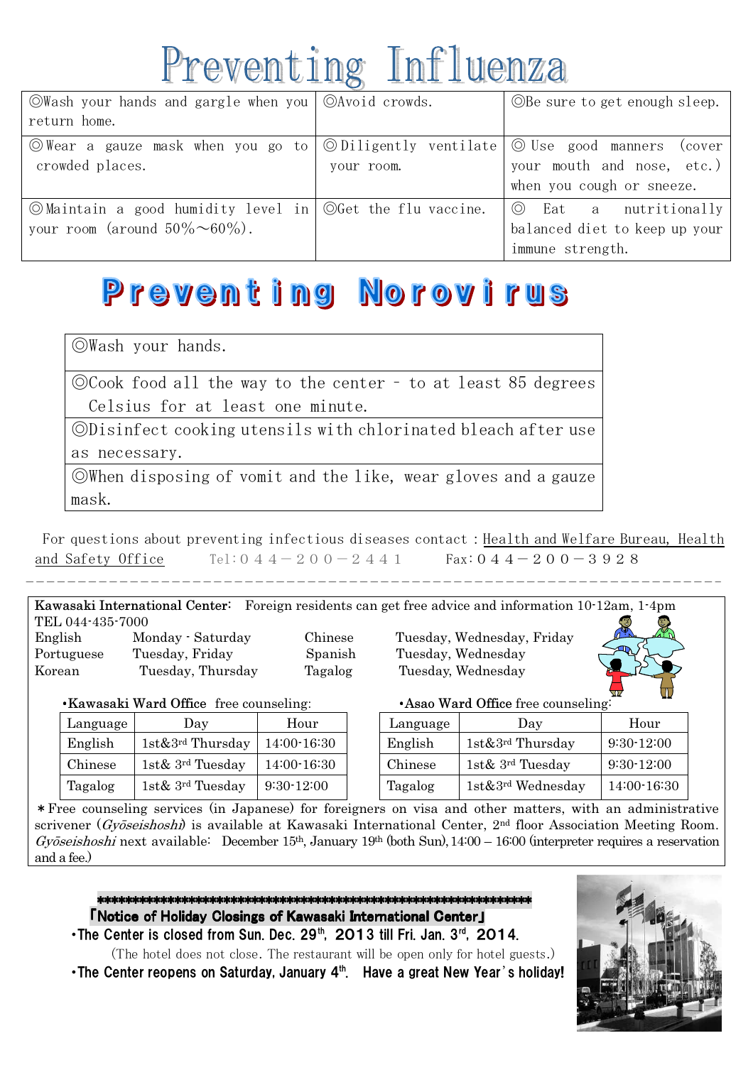# Preventing Influenza

| | | |
|---|---|---|
| ◎Wash your hands and gargle when you return home. | ◎Avoid crowds. | ◎Be sure to get enough sleep. |
| ◎Wear a gauze mask when you go to crowded places. | ◎Diligently ventilate your room. | ◎Use good manners (cover your mouth and nose, etc.) when you cough or sneeze. |
| ◎Maintain a good humidity level in your room (around 50%～60%). | ◎Get the flu vaccine. | ◎ Eat a nutritionally balanced diet to keep up your immune strength. |

# Preventing Norovirus

| |
|---|
| ◎Wash your hands. |
| ◎Cook food all the way to the center – to at least 85 degrees Celsius for at least one minute. |
| ◎Disinfect cooking utensils with chlorinated bleach after use as necessary. |
| ◎When disposing of vomit and the like, wear gloves and a gauze mask. |

For questions about preventing infectious diseases contact : Health and Welfare Bureau, Health and Safety Office　Tel:０４４－２００－２４４１　Fax:０４４－２００－３９２８

---

**Kawasaki International Center**: Foreign residents can get free advice and information 10-12am, 1-4pm
TEL 044-435-7000

| | | | |
|---|---|---|---|
| English | Monday - Saturday | Chinese | Tuesday, Wednesday, Friday |
| Portuguese | Tuesday, Friday | Spanish | Tuesday, Wednesday |
| Korean | Tuesday, Thursday | Tagalog | Tuesday, Wednesday |

•**Kawasaki Ward Office** free counseling:

| Language | Day | Hour |
|---|---|---|
| English | 1st&3rd Thursday | 14:00-16:30 |
| Chinese | 1st& 3rd Tuesday | 14:00-16:30 |
| Tagalog | 1st& 3rd Tuesday | 9:30-12:00 |

•**Asao Ward Office** free counseling:

| Language | Day | Hour |
|---|---|---|
| English | 1st&3rd Thursday | 9:30-12:00 |
| Chinese | 1st& 3rd Tuesday | 9:30-12:00 |
| Tagalog | 1st&3rd Wednesday | 14:00-16:30 |

*Free counseling services (in Japanese) for foreigners on visa and other matters, with an administrative scrivener (*Gyōseishoshi*) is available at Kawasaki International Center, 2nd floor Association Meeting Room. *Gyōseishoshi* next available: December 15th, January 19th (both Sun), 14:00 – 16:00 (interpreter requires a reservation and a fee.)

**「Notice of Holiday Closings of Kawasaki International Center」**

- **The Center is closed from Sun. Dec. 29th, 2013 till Fri. Jan. 3rd, 2014.**
  (The hotel does not close. The restaurant will be open only for hotel guests.)
- **The Center reopens on Saturday, January 4th. Have a great New Year's holiday!**